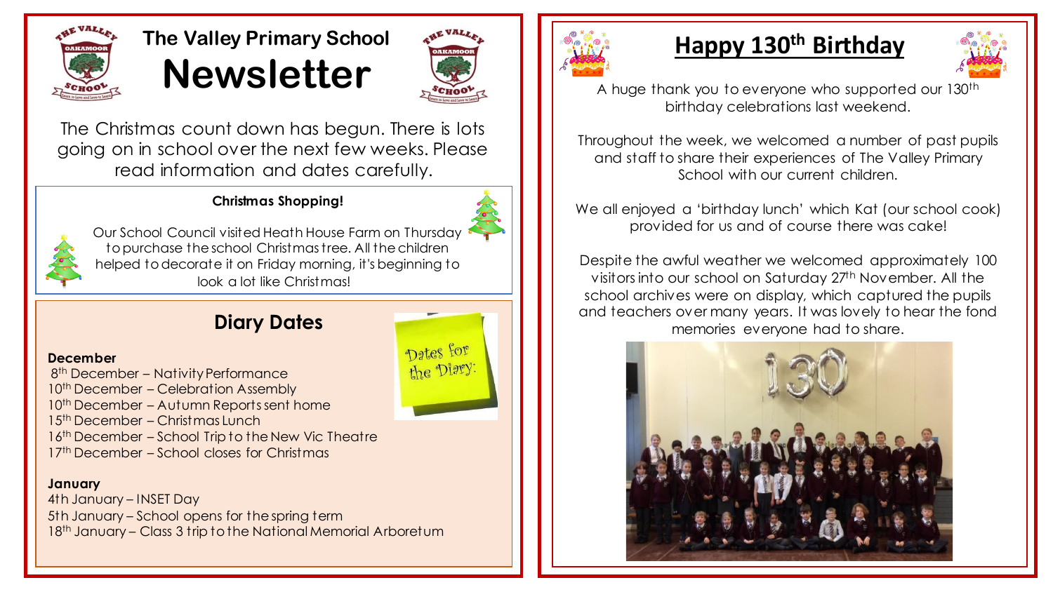# The Valley Primary School Newsletter

The Christmas count down has begun. There is lots going on in school over the next few weeks. Please read information and dates carefully.

### Christmas Shopping!

Our School Council visited Heath House Farm on Thursday to purchase the school Christmas tree. All the children helped to decorate it on Friday morning, it's beginning to look a lot like Christmas!

## Diary Dates

Dates for the Diary:

**December**

- 8th December – Nativity Performance
- 10th December – Celebration Assembly
- 10th December – Autumn Reports sent home
- 15th December – Christmas Lunch
- 16th December – School Trip to the New Vic Theatre
- 17th December – School closes for Christmas

**January**

- 4th January – INSET Day
- 5th January – School opens for the spring term
- 18th January – Class 3 trip to the National Memorial Arboretum

## Happy 130th Birthday

A huge thank you to everyone who supported our 130th birthday celebrations last weekend.

Throughout the week, we welcomed a number of past pupils and staff to share their experiences of The Valley Primary School with our current children.

We all enjoyed a 'birthday lunch' which Kat (our school cook) provided for us and of course there was cake!

Despite the awful weather we welcomed approximately 100 visitors into our school on Saturday 27th November. All the school archives were on display, which captured the pupils and teachers over many years. It was lovely to hear the fond memories everyone had to share.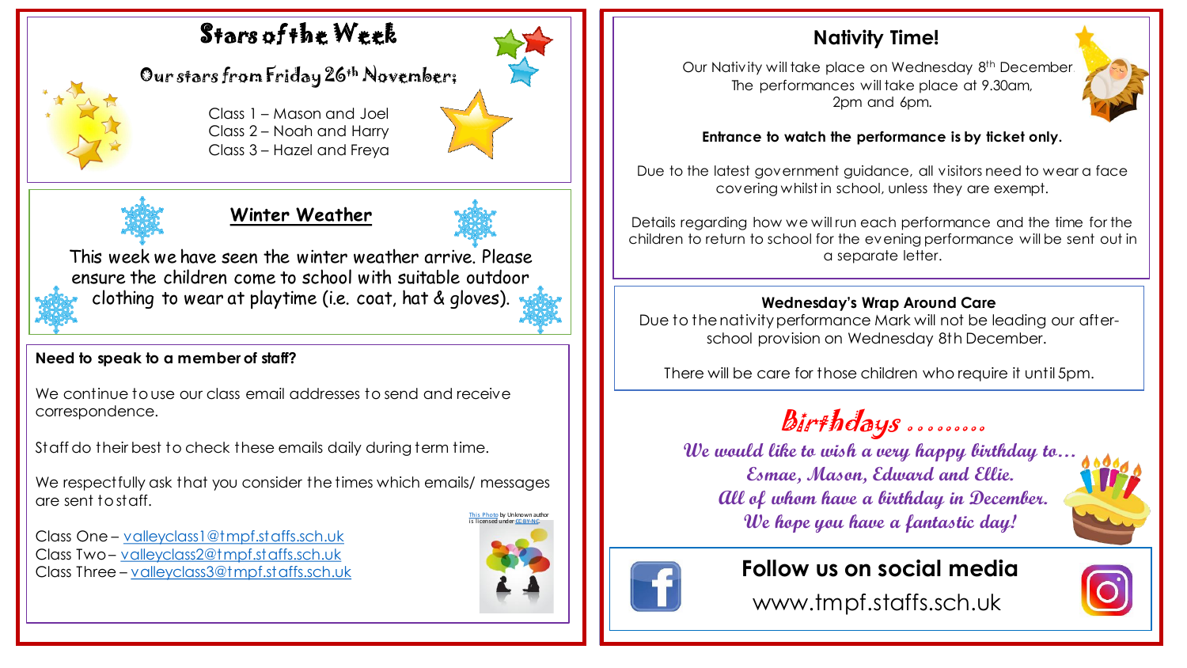## Stars of the Week

### Our stars from Friday 26th November:

Class 1 – Mason and Joel
Class 2 – Noah and Harry
Class 3 – Hazel and Freya

## Winter Weather

This week we have seen the winter weather arrive. Please ensure the children come to school with suitable outdoor clothing to wear at playtime (i.e. coat, hat & gloves).

**Need to speak to a member of staff?**

We continue to use our class email addresses to send and receive correspondence.

Staff do their best to check these emails daily during term time.

We respectfully ask that you consider the times which emails/ messages are sent to staff.

Class One – valleyclass1@tmpf.staffs.sch.uk
Class Two – valleyclass2@tmpf.staffs.sch.uk
Class Three – valleyclass3@tmpf.staffs.sch.uk

This Photo by Unknown author is licensed under CC BY-NC.

## Nativity Time!

Our Nativity will take place on Wednesday 8th December.
The performances will take place at 9.30am, 2pm and 6pm.

**Entrance to watch the performance is by ticket only.**

Due to the latest government guidance, all visitors need to wear a face covering whilst in school, unless they are exempt.

Details regarding how we will run each performance and the time for the children to return to school for the evening performance will be sent out in a separate letter.

**Wednesday's Wrap Around Care**

Due to the nativity performance Mark will not be leading our after-school provision on Wednesday 8th December.

There will be care for those children who require it until 5pm.

## Birthdays ………

*We would like to wish a very happy birthday to…*
*Esmae, Mason, Edward and Ellie.*
*All of whom have a birthday in December.*
*We hope you have a fantastic day!*

**Follow us on social media**

www.tmpf.staffs.sch.uk